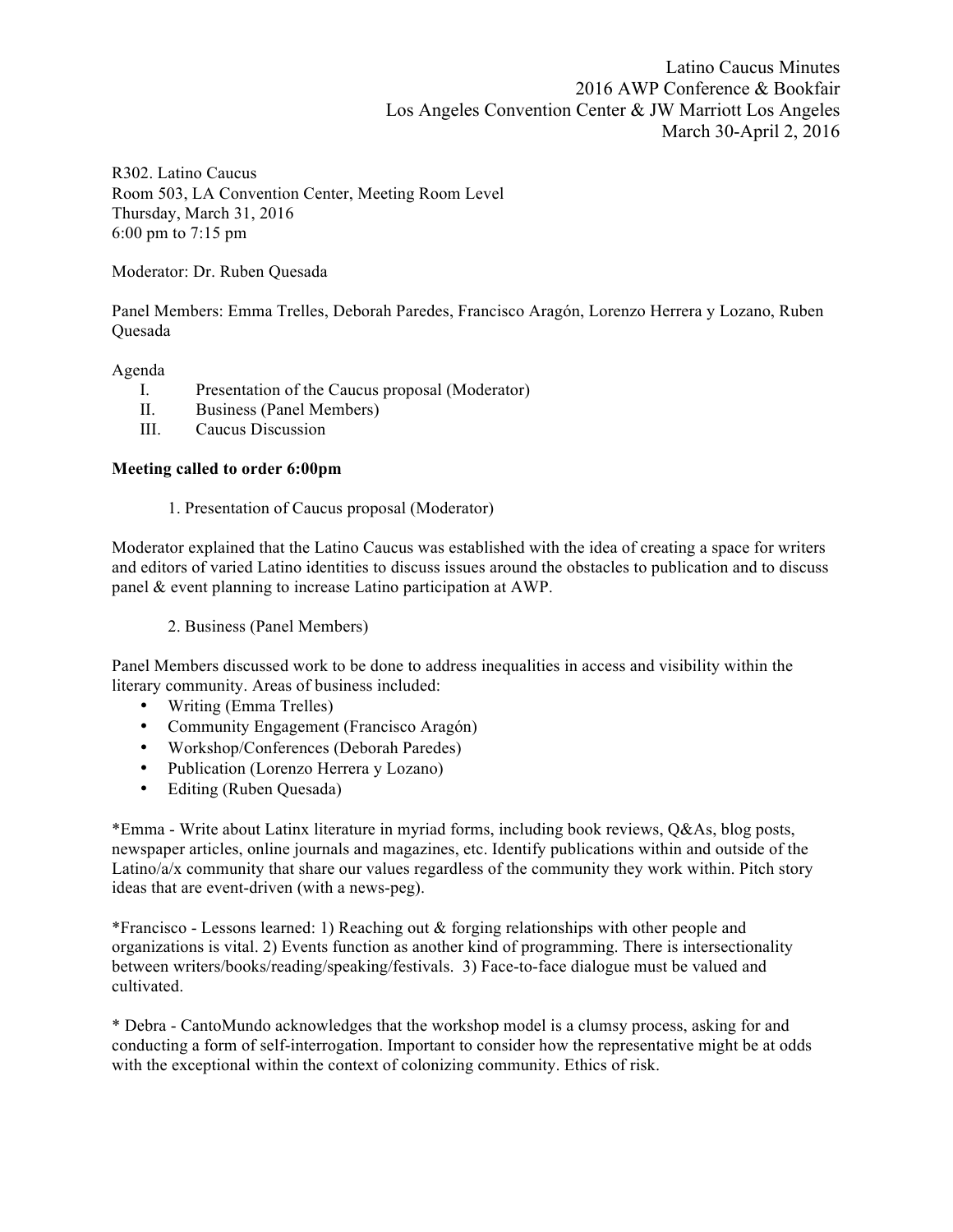Latino Caucus Minutes
2016 AWP Conference & Bookfair
Los Angeles Convention Center & JW Marriott Los Angeles
March 30-April 2, 2016

R302. Latino Caucus
Room 503, LA Convention Center, Meeting Room Level
Thursday, March 31, 2016
6:00 pm to 7:15 pm

Moderator: Dr. Ruben Quesada

Panel Members: Emma Trelles, Deborah Paredes, Francisco Aragón, Lorenzo Herrera y Lozano, Ruben Quesada

Agenda

I. Presentation of the Caucus proposal (Moderator)
II. Business (Panel Members)
III. Caucus Discussion

**Meeting called to order 6:00pm**

1. Presentation of Caucus proposal (Moderator)

Moderator explained that the Latino Caucus was established with the idea of creating a space for writers and editors of varied Latino identities to discuss issues around the obstacles to publication and to discuss panel & event planning to increase Latino participation at AWP.

2. Business (Panel Members)

Panel Members discussed work to be done to address inequalities in access and visibility within the literary community. Areas of business included:

- Writing (Emma Trelles)
- Community Engagement (Francisco Aragón)
- Workshop/Conferences (Deborah Paredes)
- Publication (Lorenzo Herrera y Lozano)
- Editing (Ruben Quesada)

*Emma - Write about Latinx literature in myriad forms, including book reviews, Q&As, blog posts, newspaper articles, online journals and magazines, etc. Identify publications within and outside of the Latino/a/x community that share our values regardless of the community they work within. Pitch story ideas that are event-driven (with a news-peg).

*Francisco - Lessons learned: 1) Reaching out & forging relationships with other people and organizations is vital. 2) Events function as another kind of programming. There is intersectionality between writers/books/reading/speaking/festivals. 3) Face-to-face dialogue must be valued and cultivated.

* Debra - CantoMundo acknowledges that the workshop model is a clumsy process, asking for and conducting a form of self-interrogation. Important to consider how the representative might be at odds with the exceptional within the context of colonizing community. Ethics of risk.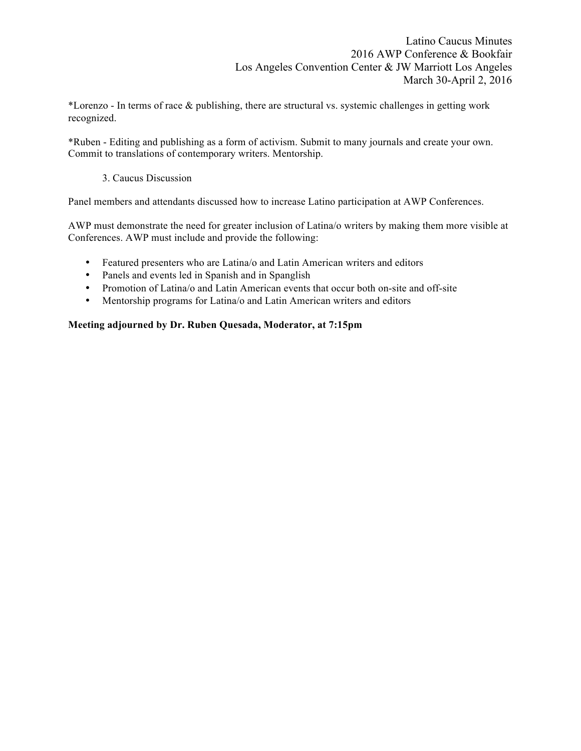*Lorenzo - In terms of race & publishing, there are structural vs. systemic challenges in getting work recognized.

*Ruben - Editing and publishing as a form of activism. Submit to many journals and create your own. Commit to translations of contemporary writers. Mentorship.

3. Caucus Discussion

Panel members and attendants discussed how to increase Latino participation at AWP Conferences.

AWP must demonstrate the need for greater inclusion of Latina/o writers by making them more visible at Conferences. AWP must include and provide the following:

- Featured presenters who are Latina/o and Latin American writers and editors
- Panels and events led in Spanish and in Spanglish
- Promotion of Latina/o and Latin American events that occur both on-site and off-site
- Mentorship programs for Latina/o and Latin American writers and editors

**Meeting adjourned by Dr. Ruben Quesada, Moderator, at 7:15pm**